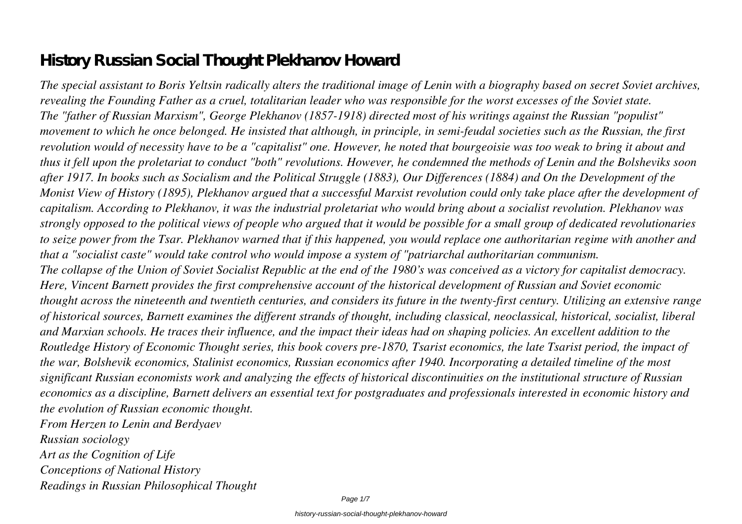# History Russian Social Thought Plekhanov Howard

*The special assistant to Boris Yeltsin radically alters the traditional image of Lenin with a biography based on secret Soviet archives, revealing the Founding Father as a cruel, totalitarian leader who was responsible for the worst excesses of the Soviet state.*

*The "father of Russian Marxism", George Plekhanov (1857-1918) directed most of his writings against the Russian "populist" movement to which he once belonged. He insisted that although, in principle, in semi-feudal societies such as the Russian, the first revolution would of necessity have to be a "capitalist" one. However, he noted that bourgeoisie was too weak to bring it about and thus it fell upon the proletariat to conduct "both" revolutions. However, he condemned the methods of Lenin and the Bolsheviks soon after 1917. In books such as Socialism and the Political Struggle (1883), Our Differences (1884) and On the Development of the Monist View of History (1895), Plekhanov argued that a successful Marxist revolution could only take place after the development of capitalism. According to Plekhanov, it was the industrial proletariat who would bring about a socialist revolution. Plekhanov was strongly opposed to the political views of people who argued that it would be possible for a small group of dedicated revolutionaries to seize power from the Tsar. Plekhanov warned that if this happened, you would replace one authoritarian regime with another and that a "socialist caste" would take control who would impose a system of "patriarchal authoritarian communism.*

*The collapse of the Union of Soviet Socialist Republic at the end of the 1980's was conceived as a victory for capitalist democracy. Here, Vincent Barnett provides the first comprehensive account of the historical development of Russian and Soviet economic thought across the nineteenth and twentieth centuries, and considers its future in the twenty-first century. Utilizing an extensive range of historical sources, Barnett examines the different strands of thought, including classical, neoclassical, historical, socialist, liberal and Marxian schools. He traces their influence, and the impact their ideas had on shaping policies. An excellent addition to the Routledge History of Economic Thought series, this book covers pre-1870, Tsarist economics, the late Tsarist period, the impact of the war, Bolshevik economics, Stalinist economics, Russian economics after 1940. Incorporating a detailed timeline of the most significant Russian economists work and analyzing the effects of historical discontinuities on the institutional structure of Russian economics as a discipline, Barnett delivers an essential text for postgraduates and professionals interested in economic history and the evolution of Russian economic thought.*

*From Herzen to Lenin and Berdyaev*

*Russian sociology*

*Art as the Cognition of Life*

*Conceptions of National History*

*Readings in Russian Philosophical Thought*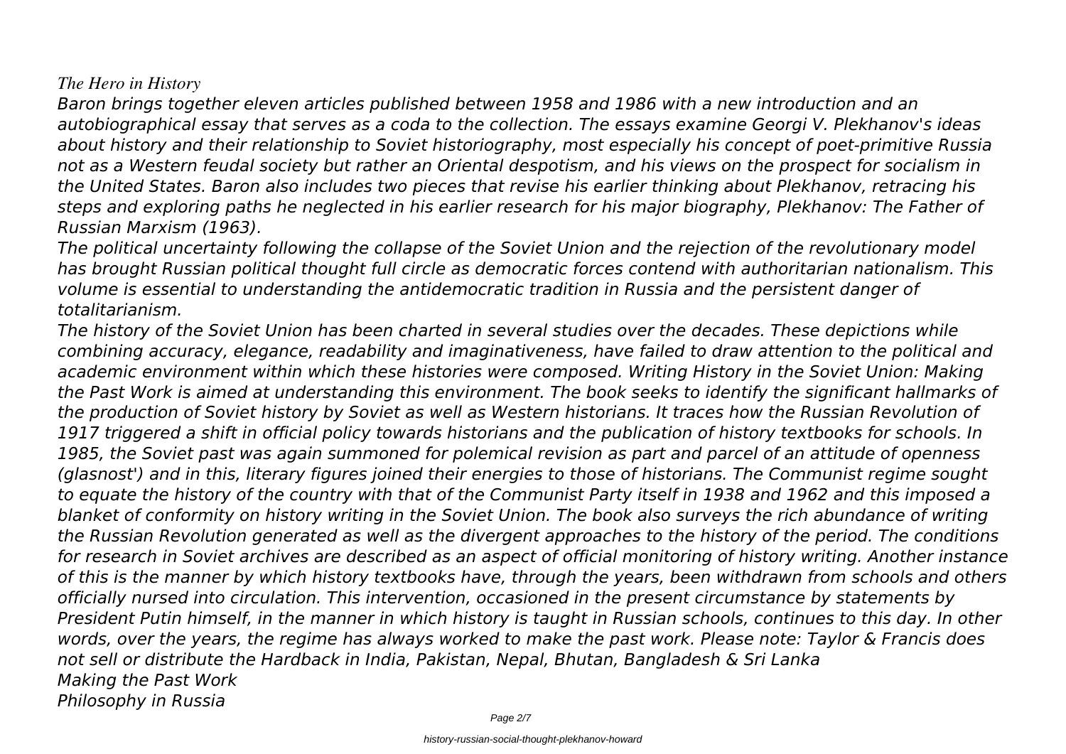*The Hero in History*

*Baron brings together eleven articles published between 1958 and 1986 with a new introduction and an autobiographical essay that serves as a coda to the collection. The essays examine Georgi V. Plekhanov's ideas about history and their relationship to Soviet historiography, most especially his concept of poet-primitive Russia not as a Western feudal society but rather an Oriental despotism, and his views on the prospect for socialism in the United States. Baron also includes two pieces that revise his earlier thinking about Plekhanov, retracing his steps and exploring paths he neglected in his earlier research for his major biography, Plekhanov: The Father of Russian Marxism (1963).*

*The political uncertainty following the collapse of the Soviet Union and the rejection of the revolutionary model has brought Russian political thought full circle as democratic forces contend with authoritarian nationalism. This volume is essential to understanding the antidemocratic tradition in Russia and the persistent danger of totalitarianism.*

*The history of the Soviet Union has been charted in several studies over the decades. These depictions while combining accuracy, elegance, readability and imaginativeness, have failed to draw attention to the political and academic environment within which these histories were composed. Writing History in the Soviet Union: Making the Past Work is aimed at understanding this environment. The book seeks to identify the significant hallmarks of the production of Soviet history by Soviet as well as Western historians. It traces how the Russian Revolution of 1917 triggered a shift in official policy towards historians and the publication of history textbooks for schools. In 1985, the Soviet past was again summoned for polemical revision as part and parcel of an attitude of openness (glasnost') and in this, literary figures joined their energies to those of historians. The Communist regime sought to equate the history of the country with that of the Communist Party itself in 1938 and 1962 and this imposed a blanket of conformity on history writing in the Soviet Union. The book also surveys the rich abundance of writing the Russian Revolution generated as well as the divergent approaches to the history of the period. The conditions for research in Soviet archives are described as an aspect of official monitoring of history writing. Another instance of this is the manner by which history textbooks have, through the years, been withdrawn from schools and others officially nursed into circulation. This intervention, occasioned in the present circumstance by statements by President Putin himself, in the manner in which history is taught in Russian schools, continues to this day. In other words, over the years, the regime has always worked to make the past work. Please note: Taylor & Francis does not sell or distribute the Hardback in India, Pakistan, Nepal, Bhutan, Bangladesh & Sri Lanka*

*Making the Past Work*

*Philosophy in Russia*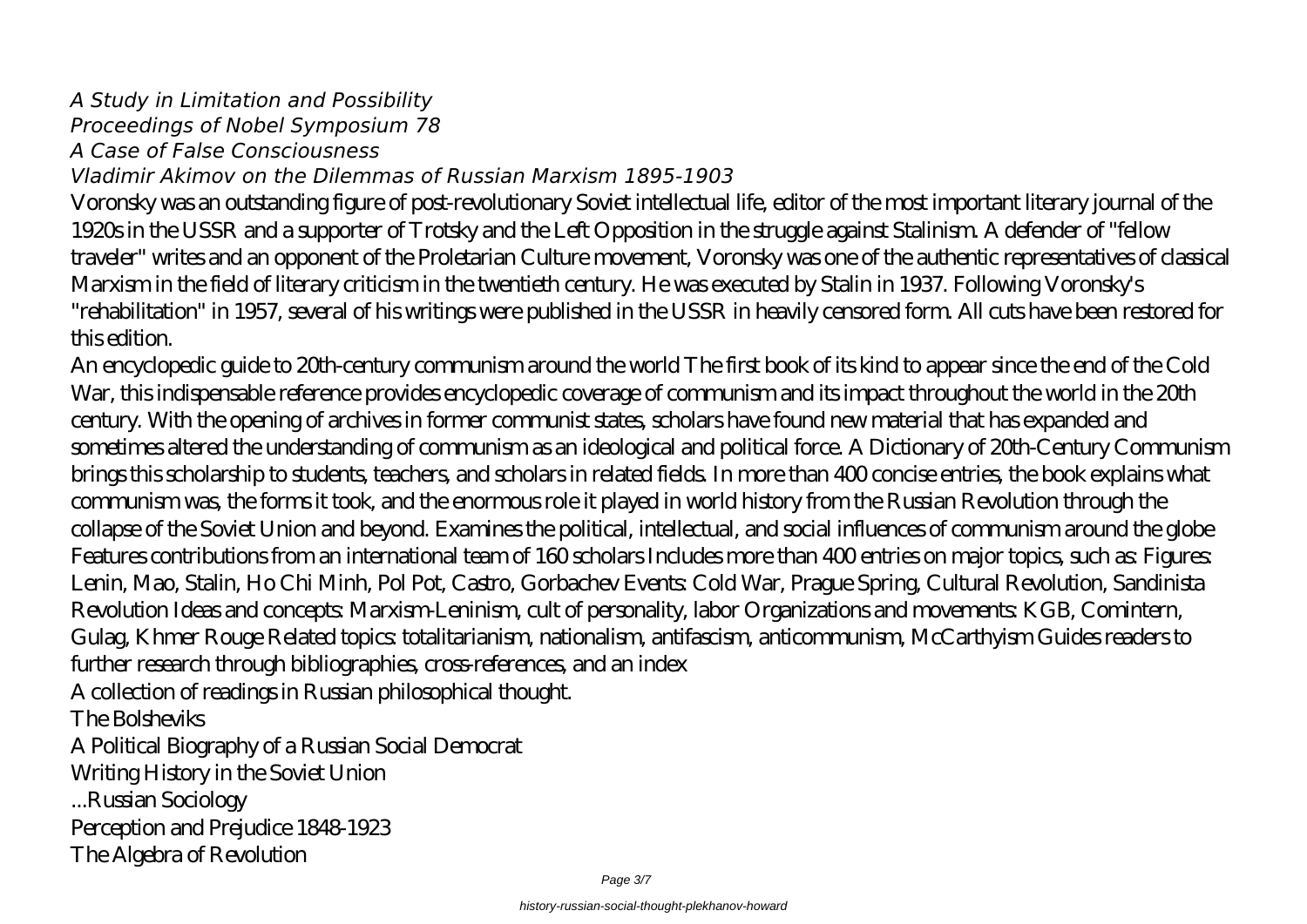*A Study in Limitation and Possibility*
*Proceedings of Nobel Symposium 78*
*A Case of False Consciousness*
*Vladimir Akimov on the Dilemmas of Russian Marxism 1895-1903*

Voronsky was an outstanding figure of post-revolutionary Soviet intellectual life, editor of the most important literary journal of the 1920s in the USSR and a supporter of Trotsky and the Left Opposition in the struggle against Stalinism. A defender of "fellow traveler" writes and an opponent of the Proletarian Culture movement, Voronsky was one of the authentic representatives of classical Marxism in the field of literary criticism in the twentieth century. He was executed by Stalin in 1937. Following Voronsky's "rehabilitation" in 1957, several of his writings were published in the USSR in heavily censored form. All cuts have been restored for this edition.

An encyclopedic guide to 20th-century communism around the world The first book of its kind to appear since the end of the Cold War, this indispensable reference provides encyclopedic coverage of communism and its impact throughout the world in the 20th century. With the opening of archives in former communist states, scholars have found new material that has expanded and sometimes altered the understanding of communism as an ideological and political force. A Dictionary of 20th-Century Communism brings this scholarship to students, teachers, and scholars in related fields. In more than 400 concise entries, the book explains what communism was, the forms it took, and the enormous role it played in world history from the Russian Revolution through the collapse of the Soviet Union and beyond. Examines the political, intellectual, and social influences of communism around the globe Features contributions from an international team of 160 scholars Includes more than 400 entries on major topics, such as: Figures: Lenin, Mao, Stalin, Ho Chi Minh, Pol Pot, Castro, Gorbachev Events: Cold War, Prague Spring, Cultural Revolution, Sandinista Revolution Ideas and concepts: Marxism-Leninism, cult of personality, labor Organizations and movements: KGB, Comintern, Gulag, Khmer Rouge Related topics: totalitarianism, nationalism, antifascism, anticommunism, McCarthyism Guides readers to further research through bibliographies, cross-references, and an index

A collection of readings in Russian philosophical thought.

The Bolsheviks

A Political Biography of a Russian Social Democrat

Writing History in the Soviet Union

...Russian Sociology

Perception and Prejudice 1848-1923

The Algebra of Revolution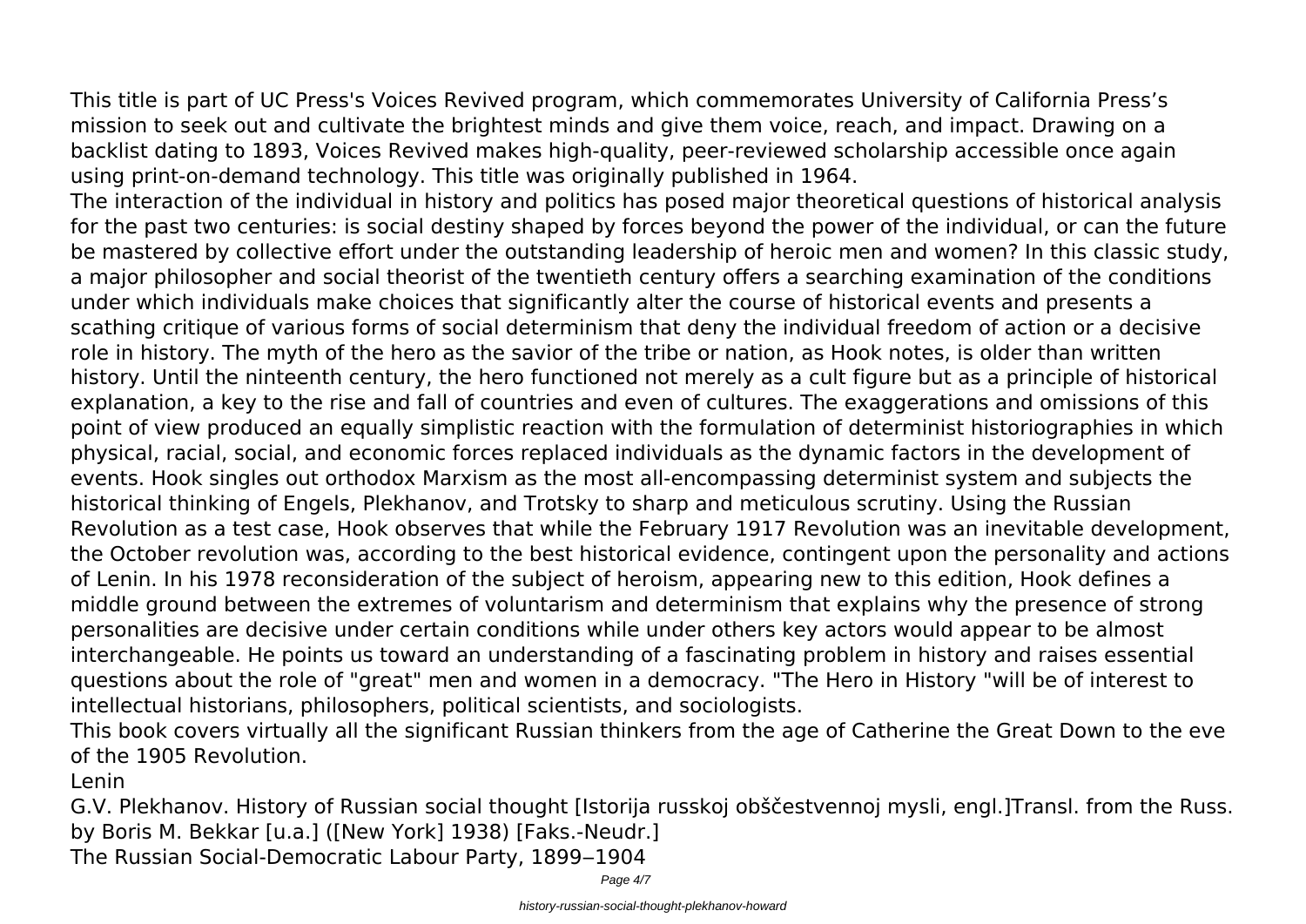This title is part of UC Press's Voices Revived program, which commemorates University of California Press’s mission to seek out and cultivate the brightest minds and give them voice, reach, and impact. Drawing on a backlist dating to 1893, Voices Revived makes high-quality, peer-reviewed scholarship accessible once again using print-on-demand technology. This title was originally published in 1964.

The interaction of the individual in history and politics has posed major theoretical questions of historical analysis for the past two centuries: is social destiny shaped by forces beyond the power of the individual, or can the future be mastered by collective effort under the outstanding leadership of heroic men and women? In this classic study, a major philosopher and social theorist of the twentieth century offers a searching examination of the conditions under which individuals make choices that significantly alter the course of historical events and presents a scathing critique of various forms of social determinism that deny the individual freedom of action or a decisive role in history. The myth of the hero as the savior of the tribe or nation, as Hook notes, is older than written history. Until the ninteenth century, the hero functioned not merely as a cult figure but as a principle of historical explanation, a key to the rise and fall of countries and even of cultures. The exaggerations and omissions of this point of view produced an equally simplistic reaction with the formulation of determinist historiographies in which physical, racial, social, and economic forces replaced individuals as the dynamic factors in the development of events. Hook singles out orthodox Marxism as the most all-encompassing determinist system and subjects the historical thinking of Engels, Plekhanov, and Trotsky to sharp and meticulous scrutiny. Using the Russian Revolution as a test case, Hook observes that while the February 1917 Revolution was an inevitable development, the October revolution was, according to the best historical evidence, contingent upon the personality and actions of Lenin. In his 1978 reconsideration of the subject of heroism, appearing new to this edition, Hook defines a middle ground between the extremes of voluntarism and determinism that explains why the presence of strong personalities are decisive under certain conditions while under others key actors would appear to be almost interchangeable. He points us toward an understanding of a fascinating problem in history and raises essential questions about the role of "great" men and women in a democracy. "The Hero in History "will be of interest to intellectual historians, philosophers, political scientists, and sociologists.

This book covers virtually all the significant Russian thinkers from the age of Catherine the Great Down to the eve of the 1905 Revolution.

Lenin

G.V. Plekhanov. History of Russian social thought [Istorija russkoj obščestvennoj mysli, engl.]Transl. from the Russ. by Boris M. Bekkar [u.a.] ([New York] 1938) [Faks.-Neudr.]

The Russian Social-Democratic Labour Party, 1899‒1904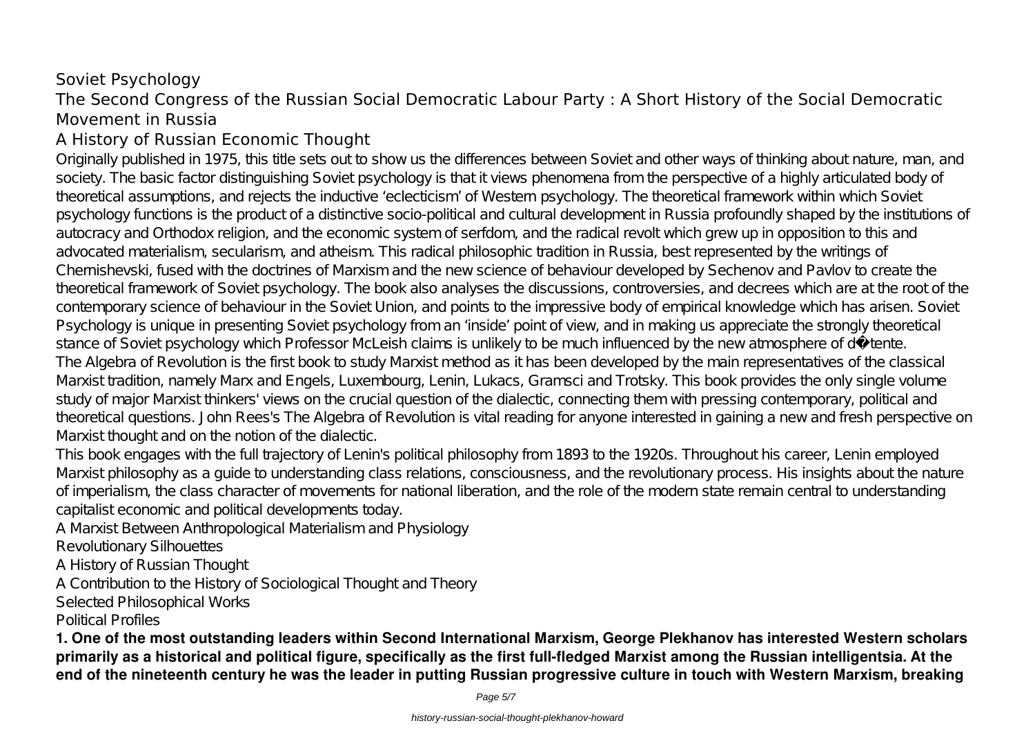## Soviet Psychology

## The Second Congress of the Russian Social Democratic Labour Party : A Short History of the Social Democratic Movement in Russia

## A History of Russian Economic Thought

Originally published in 1975, this title sets out to show us the differences between Soviet and other ways of thinking about nature, man, and society. The basic factor distinguishing Soviet psychology is that it views phenomena from the perspective of a highly articulated body of theoretical assumptions, and rejects the inductive 'eclecticism' of Western psychology. The theoretical framework within which Soviet psychology functions is the product of a distinctive socio-political and cultural development in Russia profoundly shaped by the institutions of autocracy and Orthodox religion, and the economic system of serfdom, and the radical revolt which grew up in opposition to this and advocated materialism, secularism, and atheism. This radical philosophic tradition in Russia, best represented by the writings of Chernishevski, fused with the doctrines of Marxism and the new science of behaviour developed by Sechenov and Pavlov to create the theoretical framework of Soviet psychology. The book also analyses the discussions, controversies, and decrees which are at the root of the contemporary science of behaviour in the Soviet Union, and points to the impressive body of empirical knowledge which has arisen. Soviet Psychology is unique in presenting Soviet psychology from an 'inside' point of view, and in making us appreciate the strongly theoretical stance of Soviet psychology which Professor McLeish claims is unlikely to be much influenced by the new atmosphere of d�tente.

The Algebra of Revolution is the first book to study Marxist method as it has been developed by the main representatives of the classical Marxist tradition, namely Marx and Engels, Luxembourg, Lenin, Lukacs, Gramsci and Trotsky. This book provides the only single volume study of major Marxist thinkers' views on the crucial question of the dialectic, connecting them with pressing contemporary, political and theoretical questions. John Rees's The Algebra of Revolution is vital reading for anyone interested in gaining a new and fresh perspective on Marxist thought and on the notion of the dialectic.

This book engages with the full trajectory of Lenin's political philosophy from 1893 to the 1920s. Throughout his career, Lenin employed Marxist philosophy as a guide to understanding class relations, consciousness, and the revolutionary process. His insights about the nature of imperialism, the class character of movements for national liberation, and the role of the modern state remain central to understanding capitalist economic and political developments today.

A Marxist Between Anthropological Materialism and Physiology

Revolutionary Silhouettes

A History of Russian Thought

A Contribution to the History of Sociological Thought and Theory

Selected Philosophical Works

Political Profiles

**1. One of the most outstanding leaders within Second International Marxism, George Plekhanov has interested Western scholars primarily as a historical and political figure, specifically as the first full-fledged Marxist among the Russian intelligentsia. At the end of the nineteenth century he was the leader in putting Russian progressive culture in touch with Western Marxism, breaking**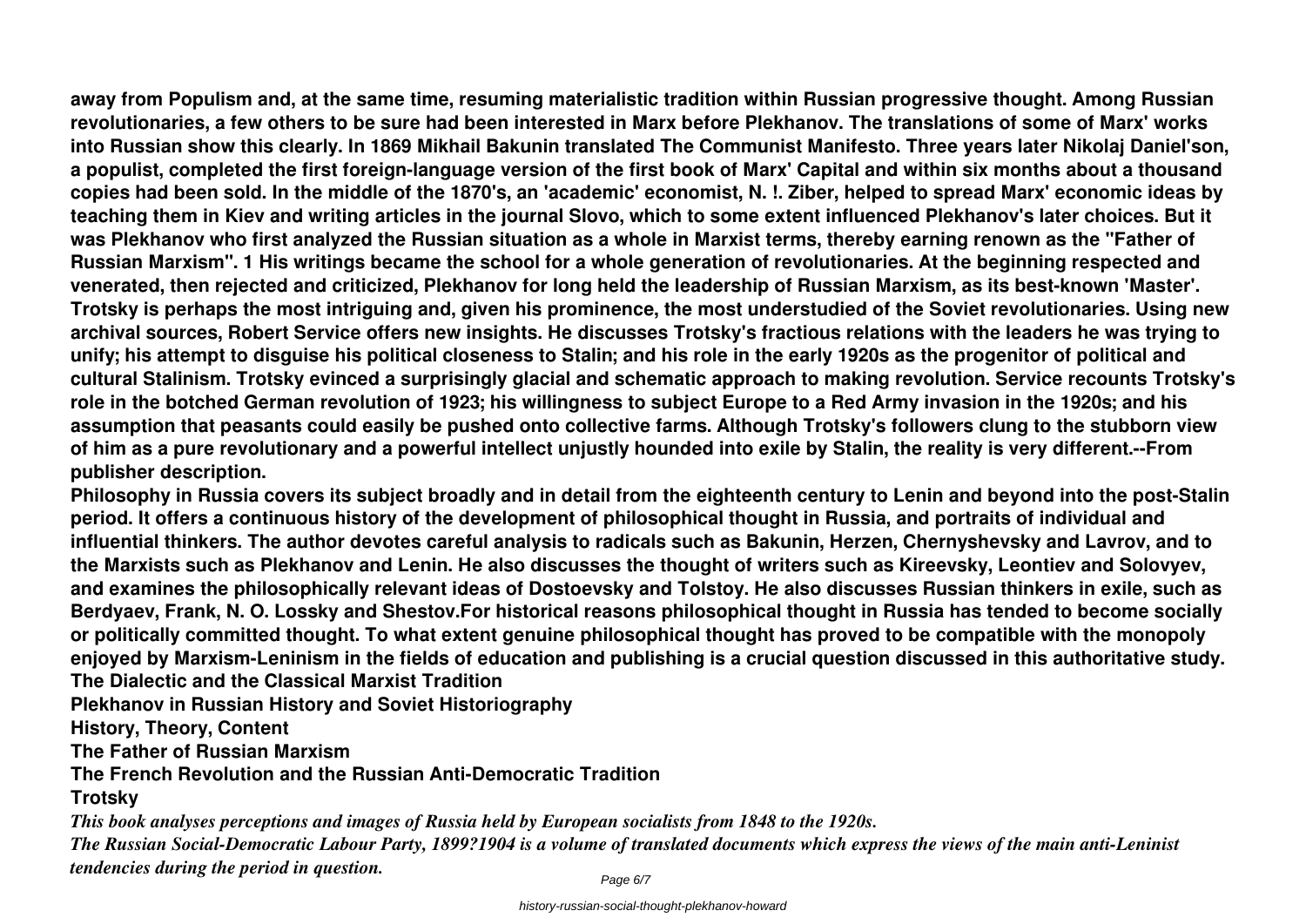**away from Populism and, at the same time, resuming materialistic tradition within Russian progressive thought. Among Russian revolutionaries, a few others to be sure had been interested in Marx before Plekhanov. The translations of some of Marx' works into Russian show this clearly. In 1869 Mikhail Bakunin translated The Communist Manifesto. Three years later Nikolaj Daniel'son, a populist, completed the first foreign-language version of the first book of Marx' Capital and within six months about a thousand copies had been sold. In the middle of the 1870's, an 'academic' economist, N. !. Ziber, helped to spread Marx' economic ideas by teaching them in Kiev and writing articles in the journal Slovo, which to some extent influenced Plekhanov's later choices. But it was Plekhanov who first analyzed the Russian situation as a whole in Marxist terms, thereby earning renown as the "Father of Russian Marxism". 1 His writings became the school for a whole generation of revolutionaries. At the beginning respected and venerated, then rejected and criticized, Plekhanov for long held the leadership of Russian Marxism, as its best-known 'Master'. Trotsky is perhaps the most intriguing and, given his prominence, the most understudied of the Soviet revolutionaries. Using new archival sources, Robert Service offers new insights. He discusses Trotsky's fractious relations with the leaders he was trying to unify; his attempt to disguise his political closeness to Stalin; and his role in the early 1920s as the progenitor of political and cultural Stalinism. Trotsky evinced a surprisingly glacial and schematic approach to making revolution. Service recounts Trotsky's role in the botched German revolution of 1923; his willingness to subject Europe to a Red Army invasion in the 1920s; and his assumption that peasants could easily be pushed onto collective farms. Although Trotsky's followers clung to the stubborn view of him as a pure revolutionary and a powerful intellect unjustly hounded into exile by Stalin, the reality is very different.--From publisher description.**

**Philosophy in Russia covers its subject broadly and in detail from the eighteenth century to Lenin and beyond into the post-Stalin period. It offers a continuous history of the development of philosophical thought in Russia, and portraits of individual and influential thinkers. The author devotes careful analysis to radicals such as Bakunin, Herzen, Chernyshevsky and Lavrov, and to the Marxists such as Plekhanov and Lenin. He also discusses the thought of writers such as Kireevsky, Leontiev and Solovyev, and examines the philosophically relevant ideas of Dostoevsky and Tolstoy. He also discusses Russian thinkers in exile, such as Berdyaev, Frank, N. O. Lossky and Shestov.For historical reasons philosophical thought in Russia has tended to become socially or politically committed thought. To what extent genuine philosophical thought has proved to be compatible with the monopoly enjoyed by Marxism-Leninism in the fields of education and publishing is a crucial question discussed in this authoritative study.**

**The Dialectic and the Classical Marxist Tradition**

**Plekhanov in Russian History and Soviet Historiography**

**History, Theory, Content**

**The Father of Russian Marxism**

**The French Revolution and the Russian Anti-Democratic Tradition**

**Trotsky**

***This book analyses perceptions and images of Russia held by European socialists from 1848 to the 1920s.***

***The Russian Social-Democratic Labour Party, 1899?1904 is a volume of translated documents which express the views of the main anti-Leninist tendencies during the period in question.***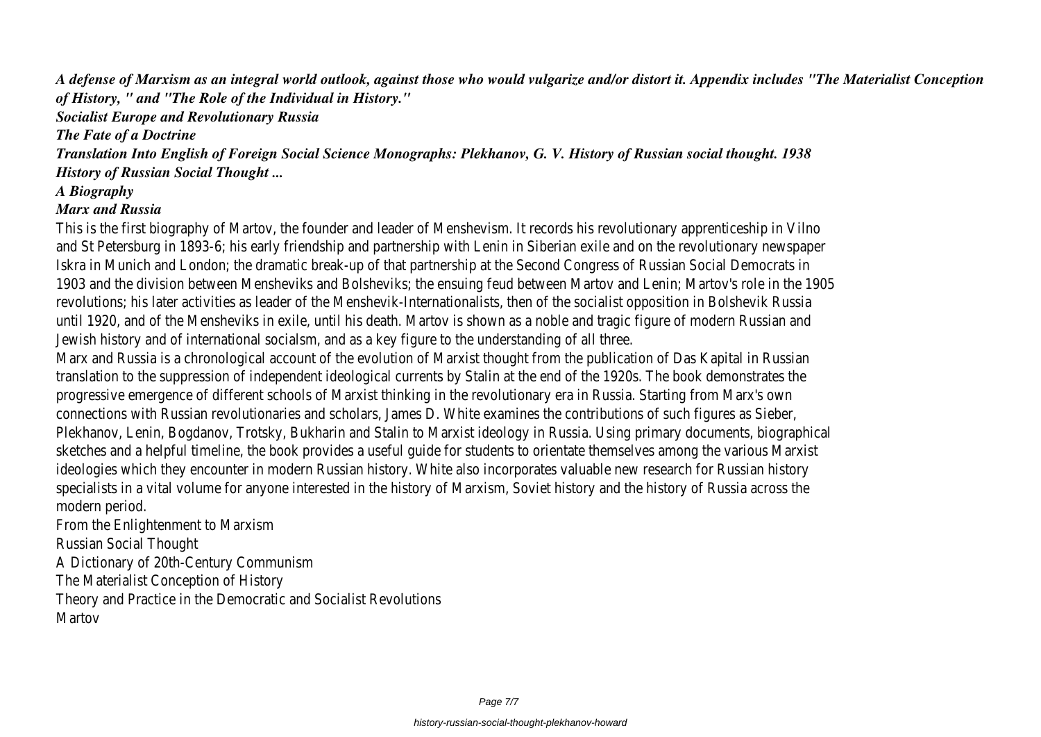*A defense of Marxism as an integral world outlook, against those who would vulgarize and/or distort it. Appendix includes "The Materialist Conception of History, " and "The Role of the Individual in History."*

***Socialist Europe and Revolutionary Russia***

***The Fate of a Doctrine***

***Translation Into English of Foreign Social Science Monographs: Plekhanov, G. V. History of Russian social thought. 1938***

***History of Russian Social Thought ...***

***A Biography***

***Marx and Russia***

This is the first biography of Martov, the founder and leader of Menshevism. It records his revolutionary apprenticeship in Vilno and St Petersburg in 1893-6; his early friendship and partnership with Lenin in Siberian exile and on the revolutionary newspaper Iskra in Munich and London; the dramatic break-up of that partnership at the Second Congress of Russian Social Democrats in 1903 and the division between Mensheviks and Bolsheviks; the ensuing feud between Martov and Lenin; Martov's role in the 1905 revolutions; his later activities as leader of the Menshevik-Internationalists, then of the socialist opposition in Bolshevik Russia until 1920, and of the Mensheviks in exile, until his death. Martov is shown as a noble and tragic figure of modern Russian and Jewish history and of international socialsm, and as a key figure to the understanding of all three.

Marx and Russia is a chronological account of the evolution of Marxist thought from the publication of Das Kapital in Russian translation to the suppression of independent ideological currents by Stalin at the end of the 1920s. The book demonstrates the progressive emergence of different schools of Marxist thinking in the revolutionary era in Russia. Starting from Marx's own connections with Russian revolutionaries and scholars, James D. White examines the contributions of such figures as Sieber, Plekhanov, Lenin, Bogdanov, Trotsky, Bukharin and Stalin to Marxist ideology in Russia. Using primary documents, biographical sketches and a helpful timeline, the book provides a useful guide for students to orientate themselves among the various Marxist ideologies which they encounter in modern Russian history. White also incorporates valuable new research for Russian history specialists in a vital volume for anyone interested in the history of Marxism, Soviet history and the history of Russia across the modern period.

From the Enlightenment to Marxism

Russian Social Thought

A Dictionary of 20th-Century Communism

The Materialist Conception of History

Theory and Practice in the Democratic and Socialist Revolutions

Martov